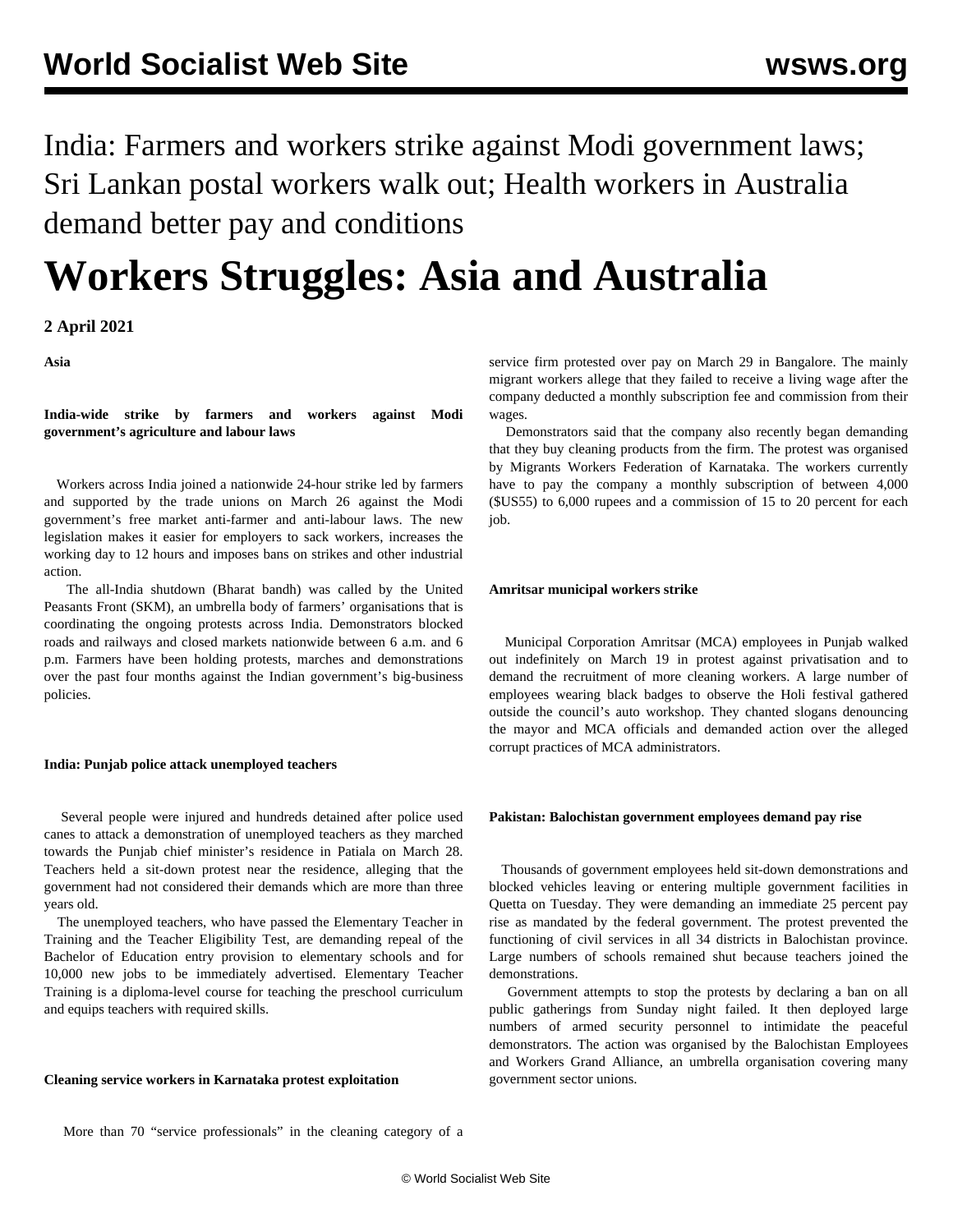India: Farmers and workers strike against Modi government laws; Sri Lankan postal workers walk out; Health workers in Australia demand better pay and conditions

# Workers Struggles: Asia and Australia

**2 April 2021**

**Asia**

### India-wide strike by farmers and workers against Modi government's agriculture and labour laws

Workers across India joined a nationwide 24-hour strike led by farmers and supported by the trade unions on March 26 against the Modi government's free market anti-farmer and anti-labour laws. The new legislation makes it easier for employers to sack workers, increases the working day to 12 hours and imposes bans on strikes and other industrial action.

The all-India shutdown (Bharat bandh) was called by the United Peasants Front (SKM), an umbrella body of farmers' organisations that is coordinating the ongoing protests across India. Demonstrators blocked roads and railways and closed markets nationwide between 6 a.m. and 6 p.m. Farmers have been holding protests, marches and demonstrations over the past four months against the Indian government's big-business policies.

### India: Punjab police attack unemployed teachers

Several people were injured and hundreds detained after police used canes to attack a demonstration of unemployed teachers as they marched towards the Punjab chief minister's residence in Patiala on March 28. Teachers held a sit-down protest near the residence, alleging that the government had not considered their demands which are more than three years old.

The unemployed teachers, who have passed the Elementary Teacher in Training and the Teacher Eligibility Test, are demanding repeal of the Bachelor of Education entry provision to elementary schools and for 10,000 new jobs to be immediately advertised. Elementary Teacher Training is a diploma-level course for teaching the preschool curriculum and equips teachers with required skills.

### Cleaning service workers in Karnataka protest exploitation

More than 70 "service professionals" in the cleaning category of a service firm protested over pay on March 29 in Bangalore. The mainly migrant workers allege that they failed to receive a living wage after the company deducted a monthly subscription fee and commission from their wages.

Demonstrators said that the company also recently began demanding that they buy cleaning products from the firm. The protest was organised by Migrants Workers Federation of Karnataka. The workers currently have to pay the company a monthly subscription of between 4,000 ($US55) to 6,000 rupees and a commission of 15 to 20 percent for each job.

### Amritsar municipal workers strike

Municipal Corporation Amritsar (MCA) employees in Punjab walked out indefinitely on March 19 in protest against privatisation and to demand the recruitment of more cleaning workers. A large number of employees wearing black badges to observe the Holi festival gathered outside the council's auto workshop. They chanted slogans denouncing the mayor and MCA officials and demanded action over the alleged corrupt practices of MCA administrators.

### Pakistan: Balochistan government employees demand pay rise

Thousands of government employees held sit-down demonstrations and blocked vehicles leaving or entering multiple government facilities in Quetta on Tuesday. They were demanding an immediate 25 percent pay rise as mandated by the federal government. The protest prevented the functioning of civil services in all 34 districts in Balochistan province. Large numbers of schools remained shut because teachers joined the demonstrations.

Government attempts to stop the protests by declaring a ban on all public gatherings from Sunday night failed. It then deployed large numbers of armed security personnel to intimidate the peaceful demonstrators. The action was organised by the Balochistan Employees and Workers Grand Alliance, an umbrella organisation covering many government sector unions.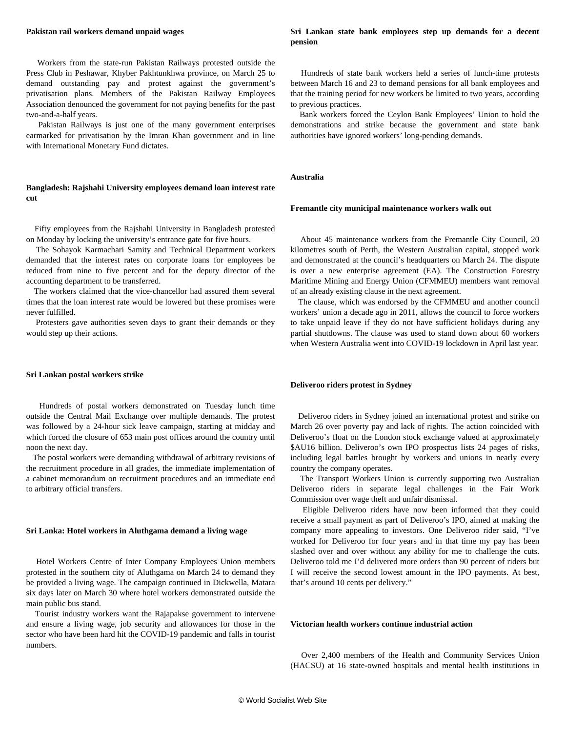**Pakistan rail workers demand unpaid wages**

Workers from the state-run Pakistan Railways protested outside the Press Club in Peshawar, Khyber Pakhtunkhwa province, on March 25 to demand outstanding pay and protest against the government's privatisation plans. Members of the Pakistan Railway Employees Association denounced the government for not paying benefits for the past two-and-a-half years.

Pakistan Railways is just one of the many government enterprises earmarked for privatisation by the Imran Khan government and in line with International Monetary Fund dictates.

**Bangladesh: Rajshahi University employees demand loan interest rate cut**

Fifty employees from the Rajshahi University in Bangladesh protested on Monday by locking the university's entrance gate for five hours.

The Sohayok Karmachari Samity and Technical Department workers demanded that the interest rates on corporate loans for employees be reduced from nine to five percent and for the deputy director of the accounting department to be transferred.

The workers claimed that the vice-chancellor had assured them several times that the loan interest rate would be lowered but these promises were never fulfilled.

Protesters gave authorities seven days to grant their demands or they would step up their actions.

**Sri Lankan postal workers strike**

Hundreds of postal workers demonstrated on Tuesday lunch time outside the Central Mail Exchange over multiple demands. The protest was followed by a 24-hour sick leave campaign, starting at midday and which forced the closure of 653 main post offices around the country until noon the next day.

The postal workers were demanding withdrawal of arbitrary revisions of the recruitment procedure in all grades, the immediate implementation of a cabinet memorandum on recruitment procedures and an immediate end to arbitrary official transfers.

**Sri Lanka: Hotel workers in Aluthgama demand a living wage**

Hotel Workers Centre of Inter Company Employees Union members protested in the southern city of Aluthgama on March 24 to demand they be provided a living wage. The campaign continued in Dickwella, Matara six days later on March 30 where hotel workers demonstrated outside the main public bus stand.

Tourist industry workers want the Rajapakse government to intervene and ensure a living wage, job security and allowances for those in the sector who have been hard hit the COVID-19 pandemic and falls in tourist numbers.

**Sri Lankan state bank employees step up demands for a decent pension**

Hundreds of state bank workers held a series of lunch-time protests between March 16 and 23 to demand pensions for all bank employees and that the training period for new workers be limited to two years, according to previous practices.

Bank workers forced the Ceylon Bank Employees' Union to hold the demonstrations and strike because the government and state bank authorities have ignored workers' long-pending demands.

## Australia

**Fremantle city municipal maintenance workers walk out**

About 45 maintenance workers from the Fremantle City Council, 20 kilometres south of Perth, the Western Australian capital, stopped work and demonstrated at the council's headquarters on March 24. The dispute is over a new enterprise agreement (EA). The Construction Forestry Maritime Mining and Energy Union (CFMMEU) members want removal of an already existing clause in the next agreement.

The clause, which was endorsed by the CFMMEU and another council workers' union a decade ago in 2011, allows the council to force workers to take unpaid leave if they do not have sufficient holidays during any partial shutdowns. The clause was used to stand down about 60 workers when Western Australia went into COVID-19 lockdown in April last year.

**Deliveroo riders protest in Sydney**

Deliveroo riders in Sydney joined an international protest and strike on March 26 over poverty pay and lack of rights. The action coincided with Deliveroo's float on the London stock exchange valued at approximately $AU16 billion. Deliveroo's own IPO prospectus lists 24 pages of risks, including legal battles brought by workers and unions in nearly every country the company operates.

The Transport Workers Union is currently supporting two Australian Deliveroo riders in separate legal challenges in the Fair Work Commission over wage theft and unfair dismissal.

Eligible Deliveroo riders have now been informed that they could receive a small payment as part of Deliveroo's IPO, aimed at making the company more appealing to investors. One Deliveroo rider said, "I've worked for Deliveroo for four years and in that time my pay has been slashed over and over without any ability for me to challenge the cuts. Deliveroo told me I'd delivered more orders than 90 percent of riders but I will receive the second lowest amount in the IPO payments. At best, that's around 10 cents per delivery."

**Victorian health workers continue industrial action**

Over 2,400 members of the Health and Community Services Union (HACSU) at 16 state-owned hospitals and mental health institutions in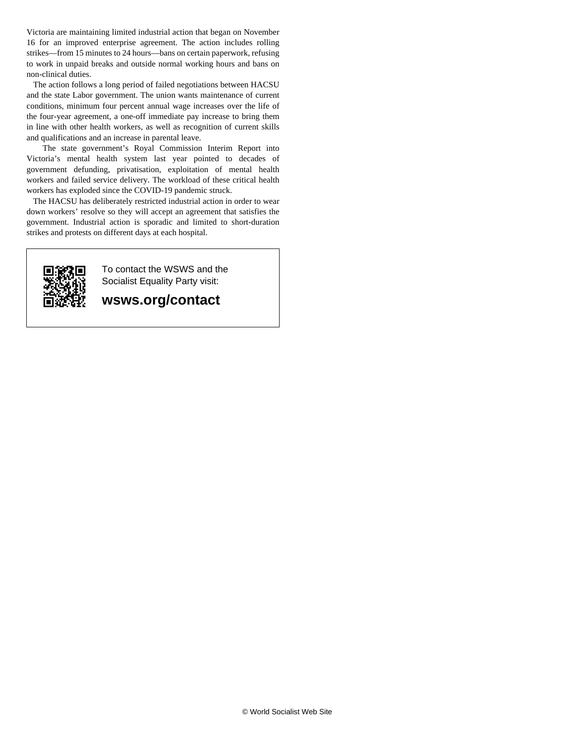Victoria are maintaining limited industrial action that began on November 16 for an improved enterprise agreement. The action includes rolling strikes—from 15 minutes to 24 hours—bans on certain paperwork, refusing to work in unpaid breaks and outside normal working hours and bans on non-clinical duties.

The action follows a long period of failed negotiations between HACSU and the state Labor government. The union wants maintenance of current conditions, minimum four percent annual wage increases over the life of the four-year agreement, a one-off immediate pay increase to bring them in line with other health workers, as well as recognition of current skills and qualifications and an increase in parental leave.

The state government's Royal Commission Interim Report into Victoria's mental health system last year pointed to decades of government defunding, privatisation, exploitation of mental health workers and failed service delivery. The workload of these critical health workers has exploded since the COVID-19 pandemic struck.

The HACSU has deliberately restricted industrial action in order to wear down workers' resolve so they will accept an agreement that satisfies the government. Industrial action is sporadic and limited to short-duration strikes and protests on different days at each hospital.

To contact the WSWS and the Socialist Equality Party visit:

**wsws.org/contact**